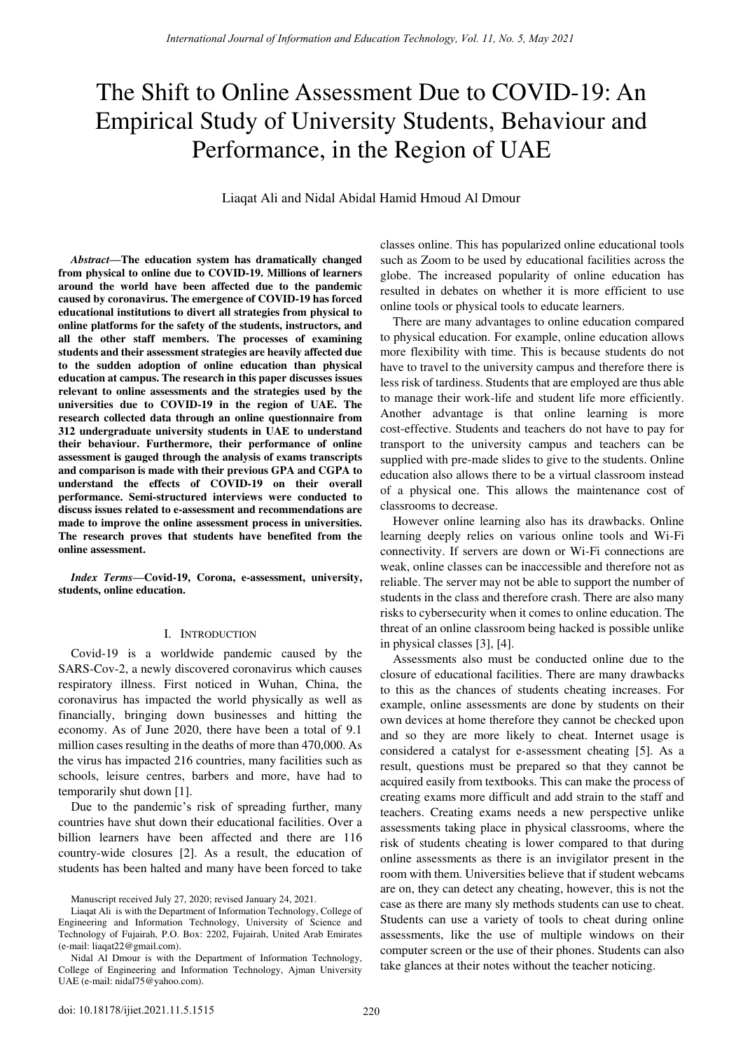# The Shift to Online Assessment Due to COVID-19: An Empirical Study of University Students, Behaviour and Performance, in the Region of UAE

Liaqat Ali and Nidal Abidal Hamid Hmoud Al Dmour

***Abstract*—The education system has dramatically changed from physical to online due to COVID-19. Millions of learners around the world have been affected due to the pandemic caused by coronavirus. The emergence of COVID-19 has forced educational institutions to divert all strategies from physical to online platforms for the safety of the students, instructors, and all the other staff members. The processes of examining students and their assessment strategies are heavily affected due to the sudden adoption of online education than physical education at campus. The research in this paper discusses issues relevant to online assessments and the strategies used by the universities due to COVID-19 in the region of UAE. The research collected data through an online questionnaire from 312 undergraduate university students in UAE to understand their behaviour. Furthermore, their performance of online assessment is gauged through the analysis of exams transcripts and comparison is made with their previous GPA and CGPA to understand the effects of COVID-19 on their overall performance. Semi-structured interviews were conducted to discuss issues related to e-assessment and recommendations are made to improve the online assessment process in universities. The research proves that students have benefited from the online assessment.**

***Index Terms*—Covid-19, Corona, e-assessment, university, students, online education.**

## I. Introduction

Covid-19 is a worldwide pandemic caused by the SARS-Cov-2, a newly discovered coronavirus which causes respiratory illness. First noticed in Wuhan, China, the coronavirus has impacted the world physically as well as financially, bringing down businesses and hitting the economy. As of June 2020, there have been a total of 9.1 million cases resulting in the deaths of more than 470,000. As the virus has impacted 216 countries, many facilities such as schools, leisure centres, barbers and more, have had to temporarily shut down [1].

Due to the pandemic's risk of spreading further, many countries have shut down their educational facilities. Over a billion learners have been affected and there are 116 country-wide closures [2]. As a result, the education of students has been halted and many have been forced to take classes online. This has popularized online educational tools such as Zoom to be used by educational facilities across the globe. The increased popularity of online education has resulted in debates on whether it is more efficient to use online tools or physical tools to educate learners.

There are many advantages to online education compared to physical education. For example, online education allows more flexibility with time. This is because students do not have to travel to the university campus and therefore there is less risk of tardiness. Students that are employed are thus able to manage their work-life and student life more efficiently. Another advantage is that online learning is more cost-effective. Students and teachers do not have to pay for transport to the university campus and teachers can be supplied with pre-made slides to give to the students. Online education also allows there to be a virtual classroom instead of a physical one. This allows the maintenance cost of classrooms to decrease.

However online learning also has its drawbacks. Online learning deeply relies on various online tools and Wi-Fi connectivity. If servers are down or Wi-Fi connections are weak, online classes can be inaccessible and therefore not as reliable. The server may not be able to support the number of students in the class and therefore crash. There are also many risks to cybersecurity when it comes to online education. The threat of an online classroom being hacked is possible unlike in physical classes [3], [4].

Assessments also must be conducted online due to the closure of educational facilities. There are many drawbacks to this as the chances of students cheating increases. For example, online assessments are done by students on their own devices at home therefore they cannot be checked upon and so they are more likely to cheat. Internet usage is considered a catalyst for e-assessment cheating [5]. As a result, questions must be prepared so that they cannot be acquired easily from textbooks. This can make the process of creating exams more difficult and add strain to the staff and teachers. Creating exams needs a new perspective unlike assessments taking place in physical classrooms, where the risk of students cheating is lower compared to that during online assessments as there is an invigilator present in the room with them. Universities believe that if student webcams are on, they can detect any cheating, however, this is not the case as there are many sly methods students can use to cheat. Students can use a variety of tools to cheat during online assessments, like the use of multiple windows on their computer screen or the use of their phones. Students can also take glances at their notes without the teacher noticing.

Manuscript received July 27, 2020; revised January 24, 2021.

Liaqat Ali is with the Department of Information Technology, College of Engineering and Information Technology, University of Science and Technology of Fujairah, P.O. Box: 2202, Fujairah, United Arab Emirates (e-mail: liaqat22@gmail.com).

Nidal Al Dmour is with the Department of Information Technology, College of Engineering and Information Technology, Ajman University UAE (e-mail: nidal75@yahoo.com).

doi: 10.18178/ijiet.2021.11.5.1515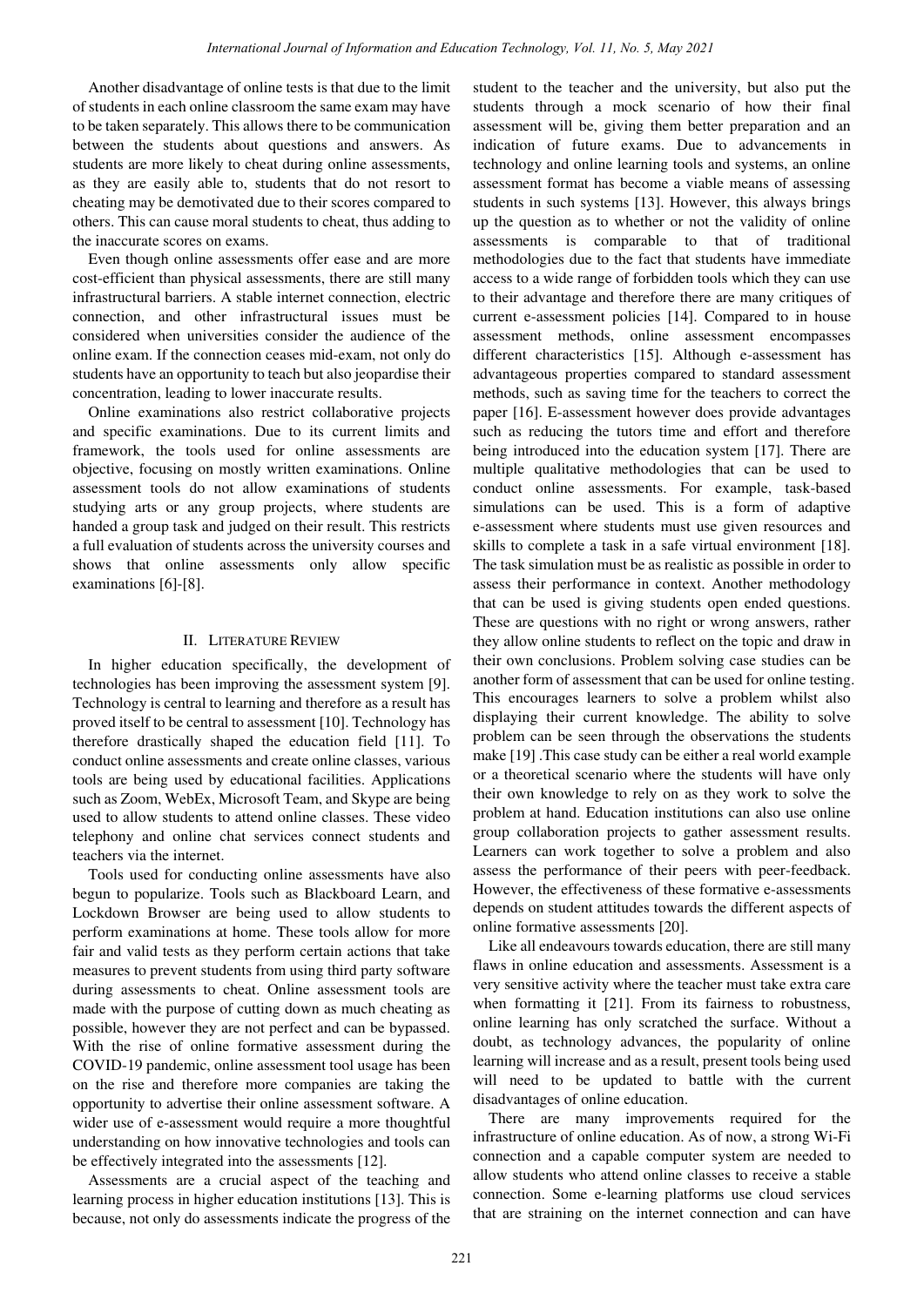Another disadvantage of online tests is that due to the limit of students in each online classroom the same exam may have to be taken separately. This allows there to be communication between the students about questions and answers. As students are more likely to cheat during online assessments, as they are easily able to, students that do not resort to cheating may be demotivated due to their scores compared to others. This can cause moral students to cheat, thus adding to the inaccurate scores on exams.

Even though online assessments offer ease and are more cost-efficient than physical assessments, there are still many infrastructural barriers. A stable internet connection, electric connection, and other infrastructural issues must be considered when universities consider the audience of the online exam. If the connection ceases mid-exam, not only do students have an opportunity to teach but also jeopardise their concentration, leading to lower inaccurate results.

Online examinations also restrict collaborative projects and specific examinations. Due to its current limits and framework, the tools used for online assessments are objective, focusing on mostly written examinations. Online assessment tools do not allow examinations of students studying arts or any group projects, where students are handed a group task and judged on their result. This restricts a full evaluation of students across the university courses and shows that online assessments only allow specific examinations [6]-[8].

## II. Literature Review

In higher education specifically, the development of technologies has been improving the assessment system [9]. Technology is central to learning and therefore as a result has proved itself to be central to assessment [10]. Technology has therefore drastically shaped the education field [11]. To conduct online assessments and create online classes, various tools are being used by educational facilities. Applications such as Zoom, WebEx, Microsoft Team, and Skype are being used to allow students to attend online classes. These video telephony and online chat services connect students and teachers via the internet.

Tools used for conducting online assessments have also begun to popularize. Tools such as Blackboard Learn, and Lockdown Browser are being used to allow students to perform examinations at home. These tools allow for more fair and valid tests as they perform certain actions that take measures to prevent students from using third party software during assessments to cheat. Online assessment tools are made with the purpose of cutting down as much cheating as possible, however they are not perfect and can be bypassed. With the rise of online formative assessment during the COVID-19 pandemic, online assessment tool usage has been on the rise and therefore more companies are taking the opportunity to advertise their online assessment software. A wider use of e-assessment would require a more thoughtful understanding on how innovative technologies and tools can be effectively integrated into the assessments [12].

Assessments are a crucial aspect of the teaching and learning process in higher education institutions [13]. This is because, not only do assessments indicate the progress of the student to the teacher and the university, but also put the students through a mock scenario of how their final assessment will be, giving them better preparation and an indication of future exams. Due to advancements in technology and online learning tools and systems, an online assessment format has become a viable means of assessing students in such systems [13]. However, this always brings up the question as to whether or not the validity of online assessments is comparable to that of traditional methodologies due to the fact that students have immediate access to a wide range of forbidden tools which they can use to their advantage and therefore there are many critiques of current e-assessment policies [14]. Compared to in house assessment methods, online assessment encompasses different characteristics [15]. Although e-assessment has advantageous properties compared to standard assessment methods, such as saving time for the teachers to correct the paper [16]. E-assessment however does provide advantages such as reducing the tutors time and effort and therefore being introduced into the education system [17]. There are multiple qualitative methodologies that can be used to conduct online assessments. For example, task-based simulations can be used. This is a form of adaptive e-assessment where students must use given resources and skills to complete a task in a safe virtual environment [18]. The task simulation must be as realistic as possible in order to assess their performance in context. Another methodology that can be used is giving students open ended questions. These are questions with no right or wrong answers, rather they allow online students to reflect on the topic and draw in their own conclusions. Problem solving case studies can be another form of assessment that can be used for online testing. This encourages learners to solve a problem whilst also displaying their current knowledge. The ability to solve problem can be seen through the observations the students make [19] .This case study can be either a real world example or a theoretical scenario where the students will have only their own knowledge to rely on as they work to solve the problem at hand. Education institutions can also use online group collaboration projects to gather assessment results. Learners can work together to solve a problem and also assess the performance of their peers with peer-feedback. However, the effectiveness of these formative e-assessments depends on student attitudes towards the different aspects of online formative assessments [20].

Like all endeavours towards education, there are still many flaws in online education and assessments. Assessment is a very sensitive activity where the teacher must take extra care when formatting it [21]. From its fairness to robustness, online learning has only scratched the surface. Without a doubt, as technology advances, the popularity of online learning will increase and as a result, present tools being used will need to be updated to battle with the current disadvantages of online education.

There are many improvements required for the infrastructure of online education. As of now, a strong Wi-Fi connection and a capable computer system are needed to allow students who attend online classes to receive a stable connection. Some e-learning platforms use cloud services that are straining on the internet connection and can have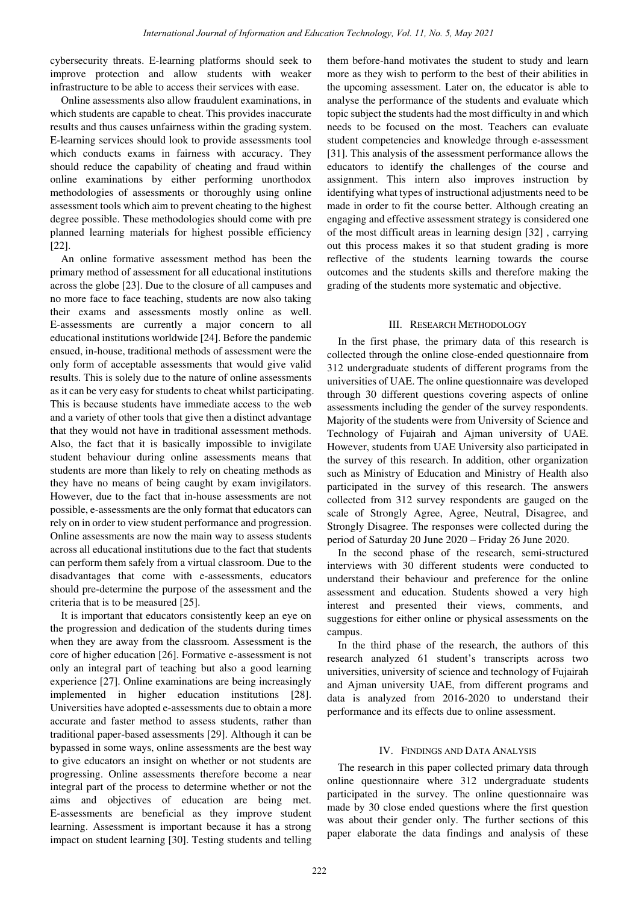cybersecurity threats. E-learning platforms should seek to improve protection and allow students with weaker infrastructure to be able to access their services with ease.

Online assessments also allow fraudulent examinations, in which students are capable to cheat. This provides inaccurate results and thus causes unfairness within the grading system. E-learning services should look to provide assessments tool which conducts exams in fairness with accuracy. They should reduce the capability of cheating and fraud within online examinations by either performing unorthodox methodologies of assessments or thoroughly using online assessment tools which aim to prevent cheating to the highest degree possible. These methodologies should come with pre planned learning materials for highest possible efficiency [22].

An online formative assessment method has been the primary method of assessment for all educational institutions across the globe [23]. Due to the closure of all campuses and no more face to face teaching, students are now also taking their exams and assessments mostly online as well. E-assessments are currently a major concern to all educational institutions worldwide [24]. Before the pandemic ensued, in-house, traditional methods of assessment were the only form of acceptable assessments that would give valid results. This is solely due to the nature of online assessments as it can be very easy for students to cheat whilst participating. This is because students have immediate access to the web and a variety of other tools that give then a distinct advantage that they would not have in traditional assessment methods. Also, the fact that it is basically impossible to invigilate student behaviour during online assessments means that students are more than likely to rely on cheating methods as they have no means of being caught by exam invigilators. However, due to the fact that in-house assessments are not possible, e-assessments are the only format that educators can rely on in order to view student performance and progression. Online assessments are now the main way to assess students across all educational institutions due to the fact that students can perform them safely from a virtual classroom. Due to the disadvantages that come with e-assessments, educators should pre-determine the purpose of the assessment and the criteria that is to be measured [25].

It is important that educators consistently keep an eye on the progression and dedication of the students during times when they are away from the classroom. Assessment is the core of higher education [26]. Formative e-assessment is not only an integral part of teaching but also a good learning experience [27]. Online examinations are being increasingly implemented in higher education institutions [28]. Universities have adopted e-assessments due to obtain a more accurate and faster method to assess students, rather than traditional paper-based assessments [29]. Although it can be bypassed in some ways, online assessments are the best way to give educators an insight on whether or not students are progressing. Online assessments therefore become a near integral part of the process to determine whether or not the aims and objectives of education are being met. E-assessments are beneficial as they improve student learning. Assessment is important because it has a strong impact on student learning [30]. Testing students and telling them before-hand motivates the student to study and learn more as they wish to perform to the best of their abilities in the upcoming assessment. Later on, the educator is able to analyse the performance of the students and evaluate which topic subject the students had the most difficulty in and which needs to be focused on the most. Teachers can evaluate student competencies and knowledge through e-assessment [31]. This analysis of the assessment performance allows the educators to identify the challenges of the course and assignment. This intern also improves instruction by identifying what types of instructional adjustments need to be made in order to fit the course better. Although creating an engaging and effective assessment strategy is considered one of the most difficult areas in learning design [32] , carrying out this process makes it so that student grading is more reflective of the students learning towards the course outcomes and the students skills and therefore making the grading of the students more systematic and objective.

## III. Research Methodology

In the first phase, the primary data of this research is collected through the online close-ended questionnaire from 312 undergraduate students of different programs from the universities of UAE. The online questionnaire was developed through 30 different questions covering aspects of online assessments including the gender of the survey respondents. Majority of the students were from University of Science and Technology of Fujairah and Ajman university of UAE. However, students from UAE University also participated in the survey of this research. In addition, other organization such as Ministry of Education and Ministry of Health also participated in the survey of this research. The answers collected from 312 survey respondents are gauged on the scale of Strongly Agree, Agree, Neutral, Disagree, and Strongly Disagree. The responses were collected during the period of Saturday 20 June 2020 – Friday 26 June 2020.

In the second phase of the research, semi-structured interviews with 30 different students were conducted to understand their behaviour and preference for the online assessment and education. Students showed a very high interest and presented their views, comments, and suggestions for either online or physical assessments on the campus.

In the third phase of the research, the authors of this research analyzed 61 student's transcripts across two universities, university of science and technology of Fujairah and Ajman university UAE, from different programs and data is analyzed from 2016-2020 to understand their performance and its effects due to online assessment.

## IV. Findings and Data Analysis

The research in this paper collected primary data through online questionnaire where 312 undergraduate students participated in the survey. The online questionnaire was made by 30 close ended questions where the first question was about their gender only. The further sections of this paper elaborate the data findings and analysis of these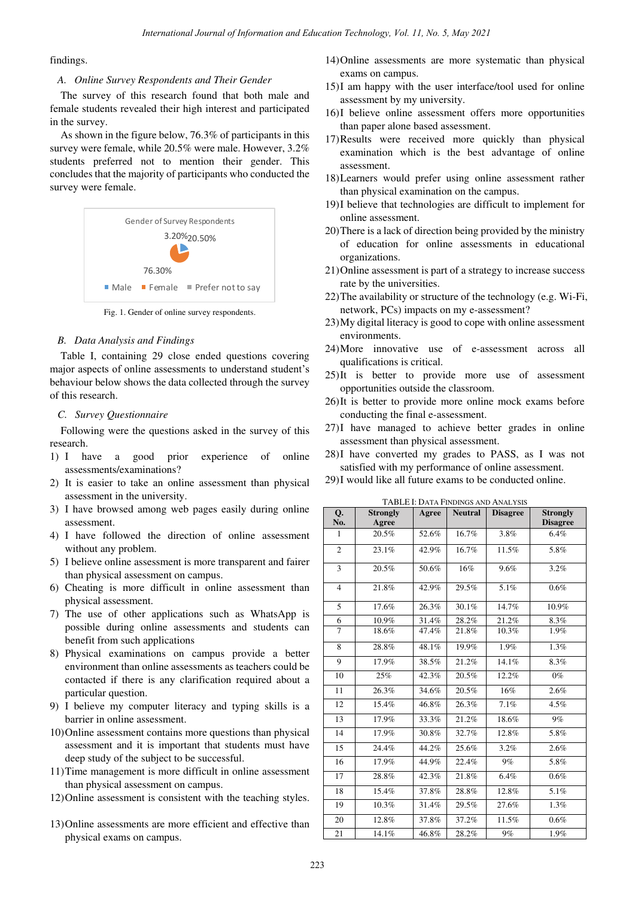findings.

### A. Online Survey Respondents and Their Gender

The survey of this research found that both male and female students revealed their high interest and participated in the survey.

As shown in the figure below, 76.3% of participants in this survey were female, while 20.5% were male. However, 3.2% students preferred not to mention their gender. This concludes that the majority of participants who conducted the survey were female.

Gender of Survey Respondents

3.20% 20.50%

76.30%

Male Female Prefer not to say

Fig. 1. Gender of online survey respondents.

### B. Data Analysis and Findings

Table I, containing 29 close ended questions covering major aspects of online assessments to understand student's behaviour below shows the data collected through the survey of this research.

### C. Survey Questionnaire

Following were the questions asked in the survey of this research.

1) I have a good prior experience of online assessments/examinations?
2) It is easier to take an online assessment than physical assessment in the university.
3) I have browsed among web pages easily during online assessment.
4) I have followed the direction of online assessment without any problem.
5) I believe online assessment is more transparent and fairer than physical assessment on campus.
6) Cheating is more difficult in online assessment than physical assessment.
7) The use of other applications such as WhatsApp is possible during online assessments and students can benefit from such applications
8) Physical examinations on campus provide a better environment than online assessments as teachers could be contacted if there is any clarification required about a particular question.
9) I believe my computer literacy and typing skills is a barrier in online assessment.
10) Online assessment contains more questions than physical assessment and it is important that students must have deep study of the subject to be successful.
11) Time management is more difficult in online assessment than physical assessment on campus.
12) Online assessment is consistent with the teaching styles.
13) Online assessments are more efficient and effective than physical exams on campus.
14) Online assessments are more systematic than physical exams on campus.
15) I am happy with the user interface/tool used for online assessment by my university.
16) I believe online assessment offers more opportunities than paper alone based assessment.
17) Results were received more quickly than physical examination which is the best advantage of online assessment.
18) Learners would prefer using online assessment rather than physical examination on the campus.
19) I believe that technologies are difficult to implement for online assessment.
20) There is a lack of direction being provided by the ministry of education for online assessments in educational organizations.
21) Online assessment is part of a strategy to increase success rate by the universities.
22) The availability or structure of the technology (e.g. Wi-Fi, network, PCs) impacts on my e-assessment?
23) My digital literacy is good to cope with online assessment environments.
24) More innovative use of e-assessment across all qualifications is critical.
25) It is better to provide more use of assessment opportunities outside the classroom.
26) It is better to provide more online mock exams before conducting the final e-assessment.
27) I have managed to achieve better grades in online assessment than physical assessment.
28) I have converted my grades to PASS, as I was not satisfied with my performance of online assessment.
29) I would like all future exams to be conducted online.

TABLE I: DATA FINDINGS AND ANALYSIS

| Q. No. | Strongly Agree | Agree | Neutral | Disagree | Strongly Disagree |
|---|---|---|---|---|---|
| 1 | 20.5% | 52.6% | 16.7% | 3.8% | 6.4% |
| 2 | 23.1% | 42.9% | 16.7% | 11.5% | 5.8% |
| 3 | 20.5% | 50.6% | 16% | 9.6% | 3.2% |
| 4 | 21.8% | 42.9% | 29.5% | 5.1% | 0.6% |
| 5 | 17.6% | 26.3% | 30.1% | 14.7% | 10.9% |
| 6 | 10.9% | 31.4% | 28.2% | 21.2% | 8.3% |
| 7 | 18.6% | 47.4% | 21.8% | 10.3% | 1.9% |
| 8 | 28.8% | 48.1% | 19.9% | 1.9% | 1.3% |
| 9 | 17.9% | 38.5% | 21.2% | 14.1% | 8.3% |
| 10 | 25% | 42.3% | 20.5% | 12.2% | 0% |
| 11 | 26.3% | 34.6% | 20.5% | 16% | 2.6% |
| 12 | 15.4% | 46.8% | 26.3% | 7.1% | 4.5% |
| 13 | 17.9% | 33.3% | 21.2% | 18.6% | 9% |
| 14 | 17.9% | 30.8% | 32.7% | 12.8% | 5.8% |
| 15 | 24.4% | 44.2% | 25.6% | 3.2% | 2.6% |
| 16 | 17.9% | 44.9% | 22.4% | 9% | 5.8% |
| 17 | 28.8% | 42.3% | 21.8% | 6.4% | 0.6% |
| 18 | 15.4% | 37.8% | 28.8% | 12.8% | 5.1% |
| 19 | 10.3% | 31.4% | 29.5% | 27.6% | 1.3% |
| 20 | 12.8% | 37.8% | 37.2% | 11.5% | 0.6% |
| 21 | 14.1% | 46.8% | 28.2% | 9% | 1.9% |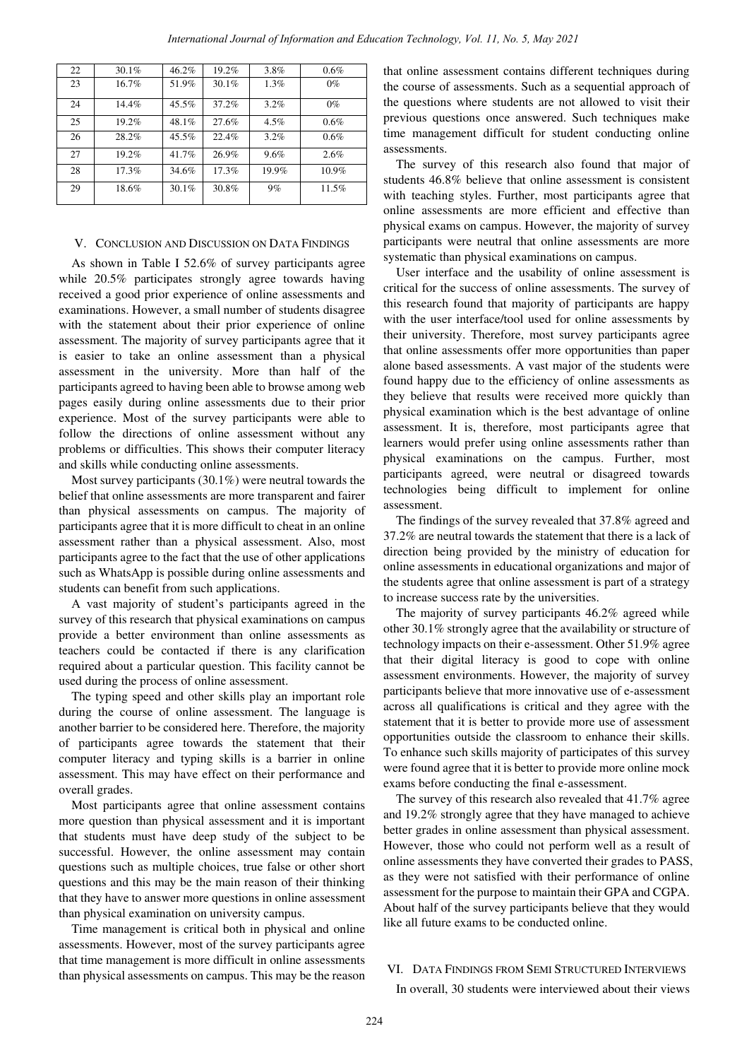| 22 | 30.1% | 46.2% | 19.2% | 3.8% | 0.6% |
|---|---|---|---|---|---|
| 23 | 16.7% | 51.9% | 30.1% | 1.3% | 0% |
| 24 | 14.4% | 45.5% | 37.2% | 3.2% | 0% |
| 25 | 19.2% | 48.1% | 27.6% | 4.5% | 0.6% |
| 26 | 28.2% | 45.5% | 22.4% | 3.2% | 0.6% |
| 27 | 19.2% | 41.7% | 26.9% | 9.6% | 2.6% |
| 28 | 17.3% | 34.6% | 17.3% | 19.9% | 10.9% |
| 29 | 18.6% | 30.1% | 30.8% | 9% | 11.5% |

## V. Conclusion and Discussion on Data Findings

As shown in Table I 52.6% of survey participants agree while 20.5% participates strongly agree towards having received a good prior experience of online assessments and examinations. However, a small number of students disagree with the statement about their prior experience of online assessment. The majority of survey participants agree that it is easier to take an online assessment than a physical assessment in the university. More than half of the participants agreed to having been able to browse among web pages easily during online assessments due to their prior experience. Most of the survey participants were able to follow the directions of online assessment without any problems or difficulties. This shows their computer literacy and skills while conducting online assessments.

Most survey participants (30.1%) were neutral towards the belief that online assessments are more transparent and fairer than physical assessments on campus. The majority of participants agree that it is more difficult to cheat in an online assessment rather than a physical assessment. Also, most participants agree to the fact that the use of other applications such as WhatsApp is possible during online assessments and students can benefit from such applications.

A vast majority of student's participants agreed in the survey of this research that physical examinations on campus provide a better environment than online assessments as teachers could be contacted if there is any clarification required about a particular question. This facility cannot be used during the process of online assessment.

The typing speed and other skills play an important role during the course of online assessment. The language is another barrier to be considered here. Therefore, the majority of participants agree towards the statement that their computer literacy and typing skills is a barrier in online assessment. This may have effect on their performance and overall grades.

Most participants agree that online assessment contains more question than physical assessment and it is important that students must have deep study of the subject to be successful. However, the online assessment may contain questions such as multiple choices, true false or other short questions and this may be the main reason of their thinking that they have to answer more questions in online assessment than physical examination on university campus.

Time management is critical both in physical and online assessments. However, most of the survey participants agree that time management is more difficult in online assessments than physical assessments on campus. This may be the reason that online assessment contains different techniques during the course of assessments. Such as a sequential approach of the questions where students are not allowed to visit their previous questions once answered. Such techniques make time management difficult for student conducting online assessments.

The survey of this research also found that major of students 46.8% believe that online assessment is consistent with teaching styles. Further, most participants agree that online assessments are more efficient and effective than physical exams on campus. However, the majority of survey participants were neutral that online assessments are more systematic than physical examinations on campus.

User interface and the usability of online assessment is critical for the success of online assessments. The survey of this research found that majority of participants are happy with the user interface/tool used for online assessments by their university. Therefore, most survey participants agree that online assessments offer more opportunities than paper alone based assessments. A vast major of the students were found happy due to the efficiency of online assessments as they believe that results were received more quickly than physical examination which is the best advantage of online assessment. It is, therefore, most participants agree that learners would prefer using online assessments rather than physical examinations on the campus. Further, most participants agreed, were neutral or disagreed towards technologies being difficult to implement for online assessment.

The findings of the survey revealed that 37.8% agreed and 37.2% are neutral towards the statement that there is a lack of direction being provided by the ministry of education for online assessments in educational organizations and major of the students agree that online assessment is part of a strategy to increase success rate by the universities.

The majority of survey participants 46.2% agreed while other 30.1% strongly agree that the availability or structure of technology impacts on their e-assessment. Other 51.9% agree that their digital literacy is good to cope with online assessment environments. However, the majority of survey participants believe that more innovative use of e-assessment across all qualifications is critical and they agree with the statement that it is better to provide more use of assessment opportunities outside the classroom to enhance their skills. To enhance such skills majority of participates of this survey were found agree that it is better to provide more online mock exams before conducting the final e-assessment.

The survey of this research also revealed that 41.7% agree and 19.2% strongly agree that they have managed to achieve better grades in online assessment than physical assessment. However, those who could not perform well as a result of online assessments they have converted their grades to PASS, as they were not satisfied with their performance of online assessment for the purpose to maintain their GPA and CGPA. About half of the survey participants believe that they would like all future exams to be conducted online.

## VI. Data Findings from Semi Structured Interviews

In overall, 30 students were interviewed about their views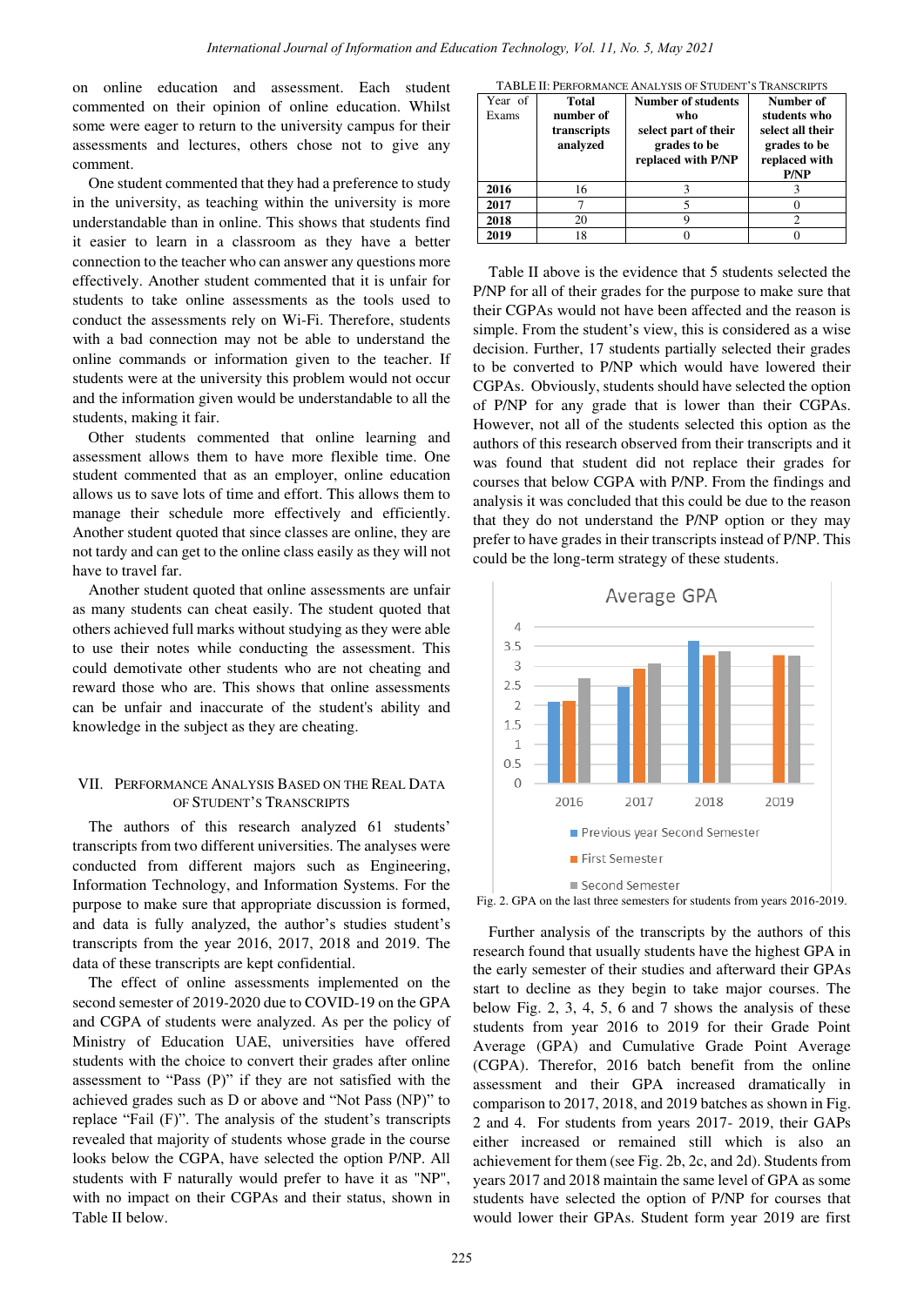on online education and assessment. Each student commented on their opinion of online education. Whilst some were eager to return to the university campus for their assessments and lectures, others chose not to give any comment.

One student commented that they had a preference to study in the university, as teaching within the university is more understandable than in online. This shows that students find it easier to learn in a classroom as they have a better connection to the teacher who can answer any questions more effectively. Another student commented that it is unfair for students to take online assessments as the tools used to conduct the assessments rely on Wi-Fi. Therefore, students with a bad connection may not be able to understand the online commands or information given to the teacher. If students were at the university this problem would not occur and the information given would be understandable to all the students, making it fair.

Other students commented that online learning and assessment allows them to have more flexible time. One student commented that as an employer, online education allows us to save lots of time and effort. This allows them to manage their schedule more effectively and efficiently. Another student quoted that since classes are online, they are not tardy and can get to the online class easily as they will not have to travel far.

Another student quoted that online assessments are unfair as many students can cheat easily. The student quoted that others achieved full marks without studying as they were able to use their notes while conducting the assessment. This could demotivate other students who are not cheating and reward those who are. This shows that online assessments can be unfair and inaccurate of the student's ability and knowledge in the subject as they are cheating.

## VII. Performance Analysis Based on the Real Data of Student's Transcripts

The authors of this research analyzed 61 students' transcripts from two different universities. The analyses were conducted from different majors such as Engineering, Information Technology, and Information Systems. For the purpose to make sure that appropriate discussion is formed, and data is fully analyzed, the author's studies student's transcripts from the year 2016, 2017, 2018 and 2019. The data of these transcripts are kept confidential.

The effect of online assessments implemented on the second semester of 2019-2020 due to COVID-19 on the GPA and CGPA of students were analyzed. As per the policy of Ministry of Education UAE, universities have offered students with the choice to convert their grades after online assessment to "Pass (P)" if they are not satisfied with the achieved grades such as D or above and "Not Pass (NP)" to replace "Fail (F)". The analysis of the student's transcripts revealed that majority of students whose grade in the course looks below the CGPA, have selected the option P/NP. All students with F naturally would prefer to have it as "NP", with no impact on their CGPAs and their status, shown in Table II below.

TABLE II: Performance Analysis of Student's Transcripts

| Year of Exams | Total number of transcripts analyzed | Number of students who select part of their grades to be replaced with P/NP | Number of students who select all their grades to be replaced with P/NP |
|---|---|---|---|
| **2016** | 16 | 3 | 3 |
| **2017** | 7 | 5 | 0 |
| **2018** | 20 | 9 | 2 |
| **2019** | 18 | 0 | 0 |

Table II above is the evidence that 5 students selected the P/NP for all of their grades for the purpose to make sure that their CGPAs would not have been affected and the reason is simple. From the student's view, this is considered as a wise decision. Further, 17 students partially selected their grades to be converted to P/NP which would have lowered their CGPAs. Obviously, students should have selected the option of P/NP for any grade that is lower than their CGPAs. However, not all of the students selected this option as the authors of this research observed from their transcripts and it was found that student did not replace their grades for courses that below CGPA with P/NP. From the findings and analysis it was concluded that this could be due to the reason that they do not understand the P/NP option or they may prefer to have grades in their transcripts instead of P/NP. This could be the long-term strategy of these students.

Fig. 2. GPA on the last three semesters for students from years 2016-2019.

Further analysis of the transcripts by the authors of this research found that usually students have the highest GPA in the early semester of their studies and afterward their GPAs start to decline as they begin to take major courses. The below Fig. 2, 3, 4, 5, 6 and 7 shows the analysis of these students from year 2016 to 2019 for their Grade Point Average (GPA) and Cumulative Grade Point Average (CGPA). Therefor, 2016 batch benefit from the online assessment and their GPA increased dramatically in comparison to 2017, 2018, and 2019 batches as shown in Fig. 2 and 4. For students from years 2017- 2019, their GAPs either increased or remained still which is also an achievement for them (see Fig. 2b, 2c, and 2d). Students from years 2017 and 2018 maintain the same level of GPA as some students have selected the option of P/NP for courses that would lower their GPAs. Student form year 2019 are first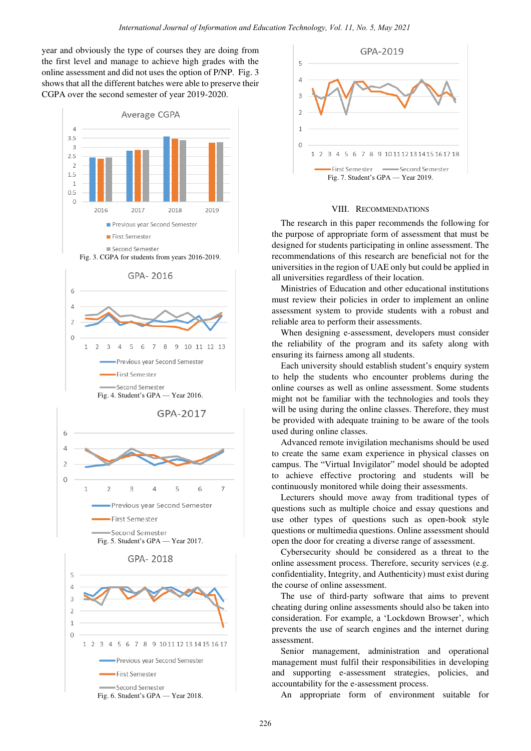year and obviously the type of courses they are doing from the first level and manage to achieve high grades with the online assessment and did not uses the option of P/NP. Fig. 3 shows that all the different batches were able to preserve their CGPA over the second semester of year 2019-2020.

Fig. 3. CGPA for students from years 2016-2019.

Fig. 4. Student's GPA — Year 2016.

Fig. 5. Student's GPA — Year 2017.

Fig. 6. Student's GPA — Year 2018.

Fig. 7. Student's GPA — Year 2019.

## VIII. Recommendations

The research in this paper recommends the following for the purpose of appropriate form of assessment that must be designed for students participating in online assessment. The recommendations of this research are beneficial not for the universities in the region of UAE only but could be applied in all universities regardless of their location.

Ministries of Education and other educational institutions must review their policies in order to implement an online assessment system to provide students with a robust and reliable area to perform their assessments.

When designing e-assessment, developers must consider the reliability of the program and its safety along with ensuring its fairness among all students.

Each university should establish student's enquiry system to help the students who encounter problems during the online courses as well as online assessment. Some students might not be familiar with the technologies and tools they will be using during the online classes. Therefore, they must be provided with adequate training to be aware of the tools used during online classes.

Advanced remote invigilation mechanisms should be used to create the same exam experience in physical classes on campus. The "Virtual Invigilator" model should be adopted to achieve effective proctoring and students will be continuously monitored while doing their assessments.

Lecturers should move away from traditional types of questions such as multiple choice and essay questions and use other types of questions such as open-book style questions or multimedia questions. Online assessment should open the door for creating a diverse range of assessment.

Cybersecurity should be considered as a threat to the online assessment process. Therefore, security services (e.g. confidentiality, Integrity, and Authenticity) must exist during the course of online assessment.

The use of third-party software that aims to prevent cheating during online assessments should also be taken into consideration. For example, a 'Lockdown Browser', which prevents the use of search engines and the internet during assessment.

Senior management, administration and operational management must fulfil their responsibilities in developing and supporting e-assessment strategies, policies, and accountability for the e-assessment process.

An appropriate form of environment suitable for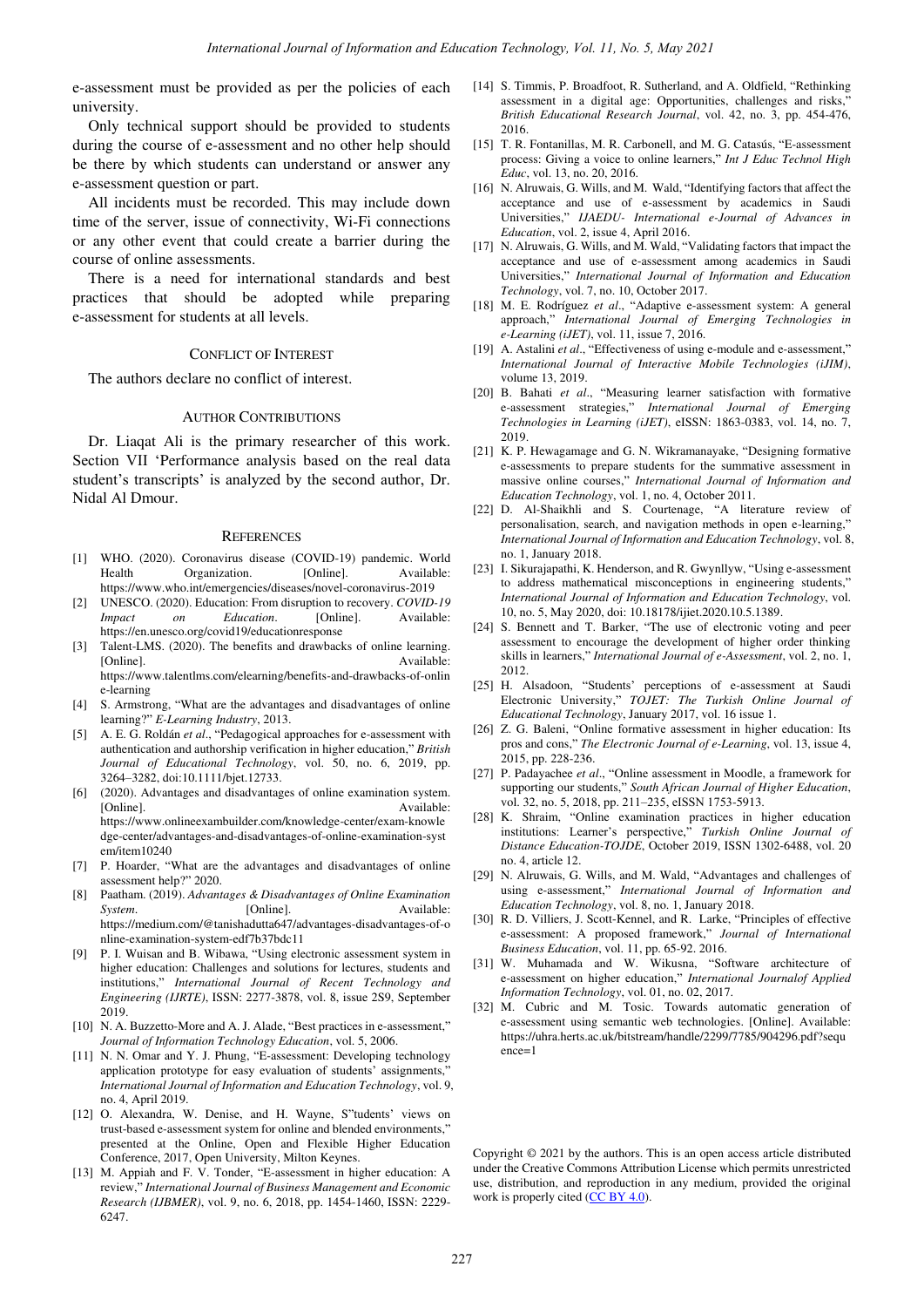e-assessment must be provided as per the policies of each university.

Only technical support should be provided to students during the course of e-assessment and no other help should be there by which students can understand or answer any e-assessment question or part.

All incidents must be recorded. This may include down time of the server, issue of connectivity, Wi-Fi connections or any other event that could create a barrier during the course of online assessments.

There is a need for international standards and best practices that should be adopted while preparing e-assessment for students at all levels.

## Conflict of Interest

The authors declare no conflict of interest.

## Author Contributions

Dr. Liaqat Ali is the primary researcher of this work. Section VII 'Performance analysis based on the real data student's transcripts' is analyzed by the second author, Dr. Nidal Al Dmour.

## References

[1] WHO. (2020). Coronavirus disease (COVID-19) pandemic. World Health Organization. [Online]. Available: https://www.who.int/emergencies/diseases/novel-coronavirus-2019

[2] UNESCO. (2020). Education: From disruption to recovery. *COVID-19 Impact on Education*. [Online]. Available: https://en.unesco.org/covid19/educationresponse

[3] Talent-LMS. (2020). The benefits and drawbacks of online learning. [Online]. Available: https://www.talentlms.com/elearning/benefits-and-drawbacks-of-online-learning

[4] S. Armstrong, "What are the advantages and disadvantages of online learning?" *E-Learning Industry*, 2013.

[5] A. E. G. Roldán *et al*., "Pedagogical approaches for e-assessment with authentication and authorship verification in higher education," *British Journal of Educational Technology*, vol. 50, no. 6, 2019, pp. 3264–3282, doi:10.1111/bjet.12733.

[6] (2020). Advantages and disadvantages of online examination system. [Online]. Available: https://www.onlineexambuilder.com/knowledge-center/exam-knowledge-center/advantages-and-disadvantages-of-online-examination-system/item10240

[7] P. Hoarder, "What are the advantages and disadvantages of online assessment help?" 2020.

[8] Paatham. (2019). *Advantages & Disadvantages of Online Examination System*. [Online]. Available: https://medium.com/@tanishadutta647/advantages-disadvantages-of-online-examination-system-edf7b37bdc11

[9] P. I. Wuisan and B. Wibawa, "Using electronic assessment system in higher education: Challenges and solutions for lectures, students and institutions," *International Journal of Recent Technology and Engineering (IJRTE)*, ISSN: 2277-3878, vol. 8, issue 2S9, September 2019.

[10] N. A. Buzzetto-More and A. J. Alade, "Best practices in e-assessment," *Journal of Information Technology Education*, vol. 5, 2006.

[11] N. N. Omar and Y. J. Phung, "E-assessment: Developing technology application prototype for easy evaluation of students' assignments," *International Journal of Information and Education Technology*, vol. 9, no. 4, April 2019.

[12] O. Alexandra, W. Denise, and H. Wayne, S"tudents' views on trust-based e-assessment system for online and blended environments," presented at the Online, Open and Flexible Higher Education Conference, 2017, Open University, Milton Keynes.

[13] M. Appiah and F. V. Tonder, "E-assessment in higher education: A review," *International Journal of Business Management and Economic Research (IJBMER)*, vol. 9, no. 6, 2018, pp. 1454-1460, ISSN: 2229-6247.

[14] S. Timmis, P. Broadfoot, R. Sutherland, and A. Oldfield, "Rethinking assessment in a digital age: Opportunities, challenges and risks," *British Educational Research Journal*, vol. 42, no. 3, pp. 454-476, 2016.

[15] T. R. Fontanillas, M. R. Carbonell, and M. G. Catasús, "E-assessment process: Giving a voice to online learners," *Int J Educ Technol High Educ*, vol. 13, no. 20, 2016.

[16] N. Alruwais, G. Wills, and M. Wald, "Identifying factors that affect the acceptance and use of e-assessment by academics in Saudi Universities," *IJAEDU- International e-Journal of Advances in Education*, vol. 2, issue 4, April 2016.

[17] N. Alruwais, G. Wills, and M. Wald, "Validating factors that impact the acceptance and use of e-assessment among academics in Saudi Universities," *International Journal of Information and Education Technology*, vol. 7, no. 10, October 2017.

[18] M. E. Rodríguez *et al*., "Adaptive e-assessment system: A general approach," *International Journal of Emerging Technologies in e-Learning (iJET)*, vol. 11, issue 7, 2016.

[19] A. Astalini *et al*., "Effectiveness of using e-module and e-assessment," *International Journal of Interactive Mobile Technologies (iJIM)*, volume 13, 2019.

[20] B. Bahati *et al*., "Measuring learner satisfaction with formative e-assessment strategies," *International Journal of Emerging Technologies in Learning (iJET)*, eISSN: 1863-0383, vol. 14, no. 7, 2019.

[21] K. P. Hewagamage and G. N. Wikramanayake, "Designing formative e-assessments to prepare students for the summative assessment in massive online courses," *International Journal of Information and Education Technology*, vol. 1, no. 4, October 2011.

[22] D. Al-Shaikhli and S. Courtenage, "A literature review of personalisation, search, and navigation methods in open e-learning," *International Journal of Information and Education Technology*, vol. 8, no. 1, January 2018.

[23] I. Sikurajapathi, K. Henderson, and R. Gwynllyw, "Using e-assessment to address mathematical misconceptions in engineering students," *International Journal of Information and Education Technology*, vol. 10, no. 5, May 2020, doi: 10.18178/ijiet.2020.10.5.1389.

[24] S. Bennett and T. Barker, "The use of electronic voting and peer assessment to encourage the development of higher order thinking skills in learners," *International Journal of e-Assessment*, vol. 2, no. 1, 2012.

[25] H. Alsadoon, "Students' perceptions of e-assessment at Saudi Electronic University," *TOJET: The Turkish Online Journal of Educational Technology*, January 2017, vol. 16 issue 1.

[26] Z. G. Baleni, "Online formative assessment in higher education: Its pros and cons," *The Electronic Journal of e-Learning*, vol. 13, issue 4, 2015, pp. 228-236.

[27] P. Padayachee *et al*., "Online assessment in Moodle, a framework for supporting our students," *South African Journal of Higher Education*, vol. 32, no. 5, 2018, pp. 211–235, eISSN 1753-5913.

[28] K. Shraim, "Online examination practices in higher education institutions: Learner's perspective," *Turkish Online Journal of Distance Education-TOJDE*, October 2019, ISSN 1302-6488, vol. 20 no. 4, article 12.

[29] N. Alruwais, G. Wills, and M. Wald, "Advantages and challenges of using e-assessment," *International Journal of Information and Education Technology*, vol. 8, no. 1, January 2018.

[30] R. D. Villiers, J. Scott-Kennel, and R. Larke, "Principles of effective e-assessment: A proposed framework," *Journal of International Business Education*, vol. 11, pp. 65-92. 2016.

[31] W. Muhamada and W. Wikusna, "Software architecture of e-assessment on higher education," *International Journalof Applied Information Technology*, vol. 01, no. 02, 2017.

[32] M. Cubric and M. Tosic. Towards automatic generation of e-assessment using semantic web technologies. [Online]. Available: https://uhra.herts.ac.uk/bitstream/handle/2299/7785/904296.pdf?sequence=1

Copyright © 2021 by the authors. This is an open access article distributed under the Creative Commons Attribution License which permits unrestricted use, distribution, and reproduction in any medium, provided the original work is properly cited (CC BY 4.0).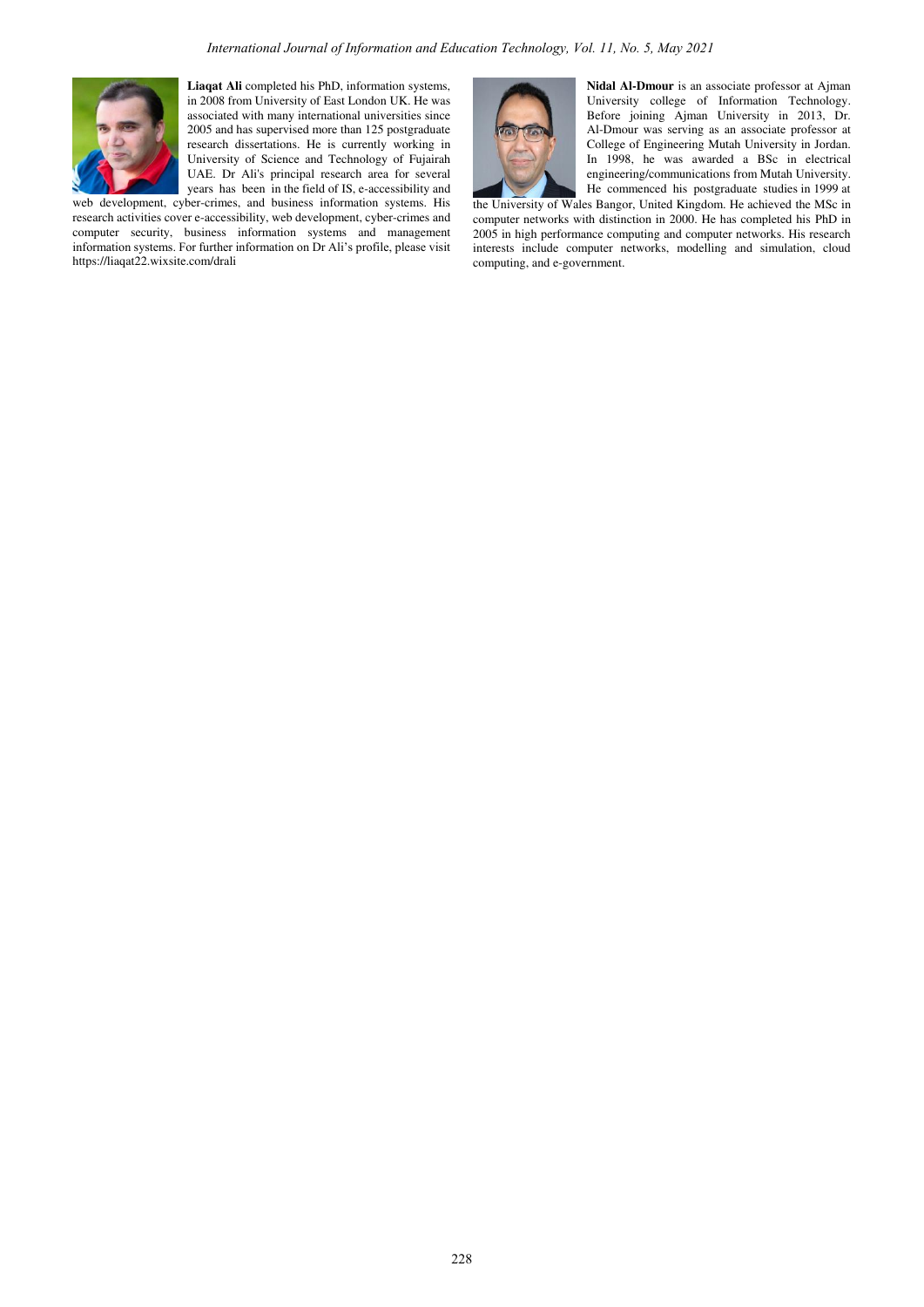**Liaqat Ali** completed his PhD, information systems, in 2008 from University of East London UK. He was associated with many international universities since 2005 and has supervised more than 125 postgraduate research dissertations. He is currently working in University of Science and Technology of Fujairah UAE. Dr Ali's principal research area for several years has been in the field of IS, e-accessibility and web development, cyber-crimes, and business information systems. His research activities cover e-accessibility, web development, cyber-crimes and computer security, business information systems and management information systems. For further information on Dr Ali's profile, please visit https://liaqat22.wixsite.com/drali

**Nidal Al-Dmour** is an associate professor at Ajman University college of Information Technology. Before joining Ajman University in 2013, Dr. Al-Dmour was serving as an associate professor at College of Engineering Mutah University in Jordan. In 1998, he was awarded a BSc in electrical engineering/communications from Mutah University. He commenced his postgraduate studies in 1999 at the University of Wales Bangor, United Kingdom. He achieved the MSc in computer networks with distinction in 2000. He has completed his PhD in 2005 in high performance computing and computer networks. His research interests include computer networks, modelling and simulation, cloud computing, and e-government.